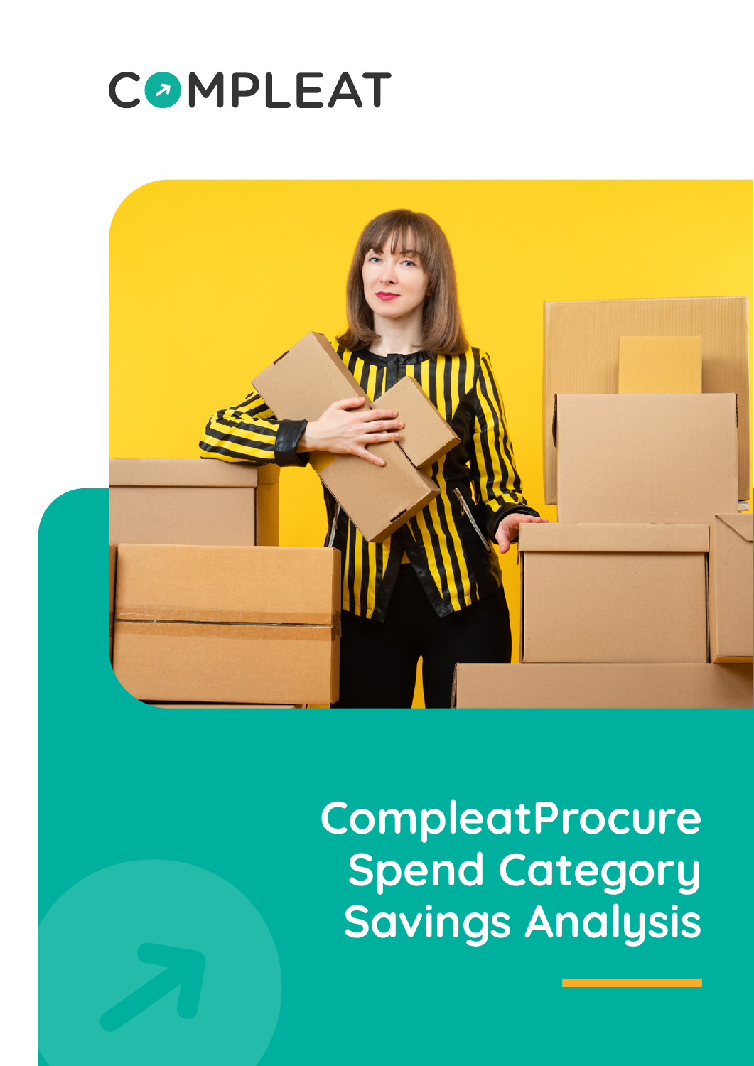COMPLEAT

# CompleatProcure Spend Category Savings Analysis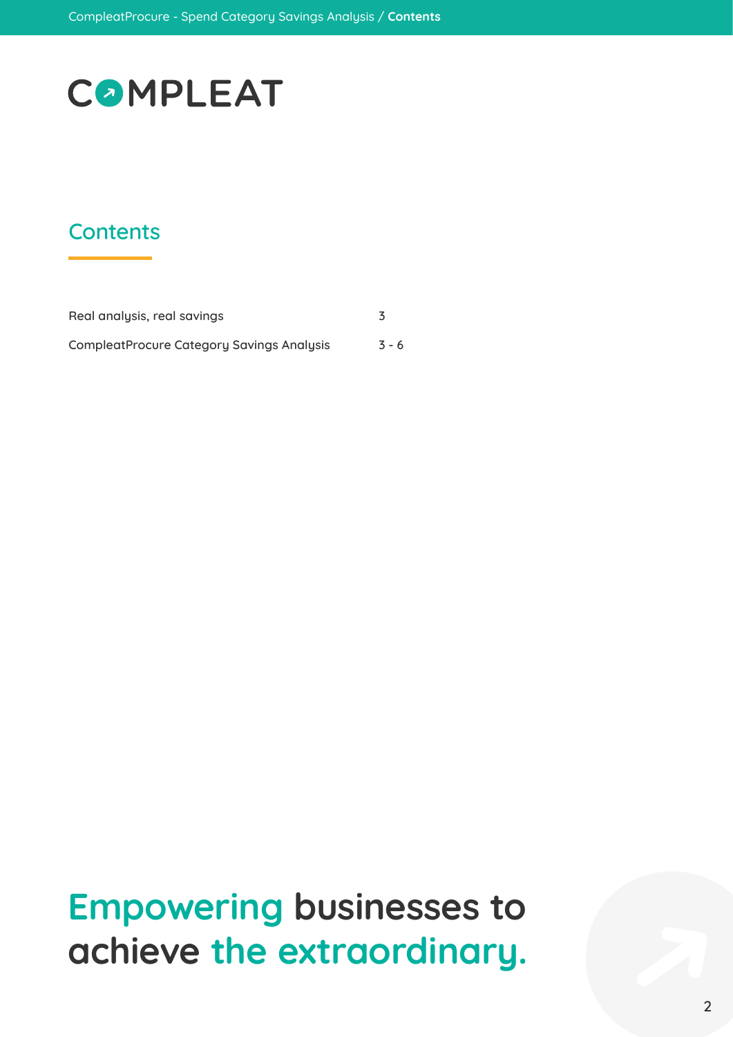COMPLEAT

## Contents

| | |
|---|---|
| Real analysis, real savings | 3 |
| CompleatProcure Category Savings Analysis | 3 - 6 |

# Empowering businesses to achieve the extraordinary.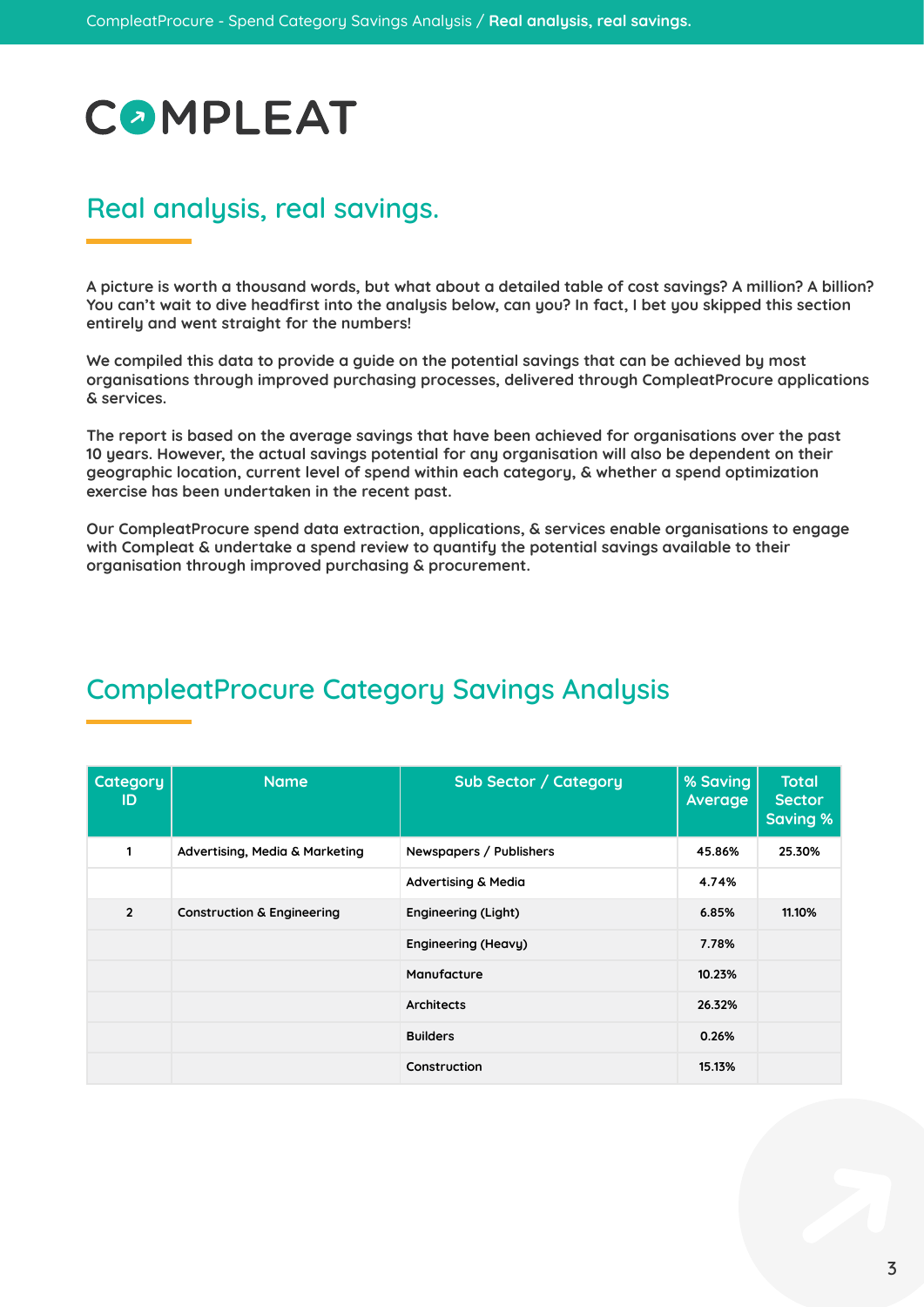# COMPLEAT

## Real analysis, real savings.

**A picture is worth a thousand words, but what about a detailed table of cost savings? A million? A billion? You can't wait to dive headfirst into the analysis below, can you? In fact, I bet you skipped this section entirely and went straight for the numbers!**

**We compiled this data to provide a guide on the potential savings that can be achieved by most organisations through improved purchasing processes, delivered through CompleatProcure applications & services.**

**The report is based on the average savings that have been achieved for organisations over the past 10 years. However, the actual savings potential for any organisation will also be dependent on their geographic location, current level of spend within each category, & whether a spend optimization exercise has been undertaken in the recent past.**

**Our CompleatProcure spend data extraction, applications, & services enable organisations to engage with Compleat & undertake a spend review to quantify the potential savings available to their organisation through improved purchasing & procurement.**

## CompleatProcure Category Savings Analysis

| Category ID | Name | Sub Sector / Category | % Saving Average | Total Sector Saving % |
|---|---|---|---|---|
| 1 | Advertising, Media & Marketing | Newspapers / Publishers | 45.86% | 25.30% |
| | | Advertising & Media | 4.74% | |
| 2 | Construction & Engineering | Engineering (Light) | 6.85% | 11.10% |
| | | Engineering (Heavy) | 7.78% | |
| | | Manufacture | 10.23% | |
| | | Architects | 26.32% | |
| | | Builders | 0.26% | |
| | | Construction | 15.13% | |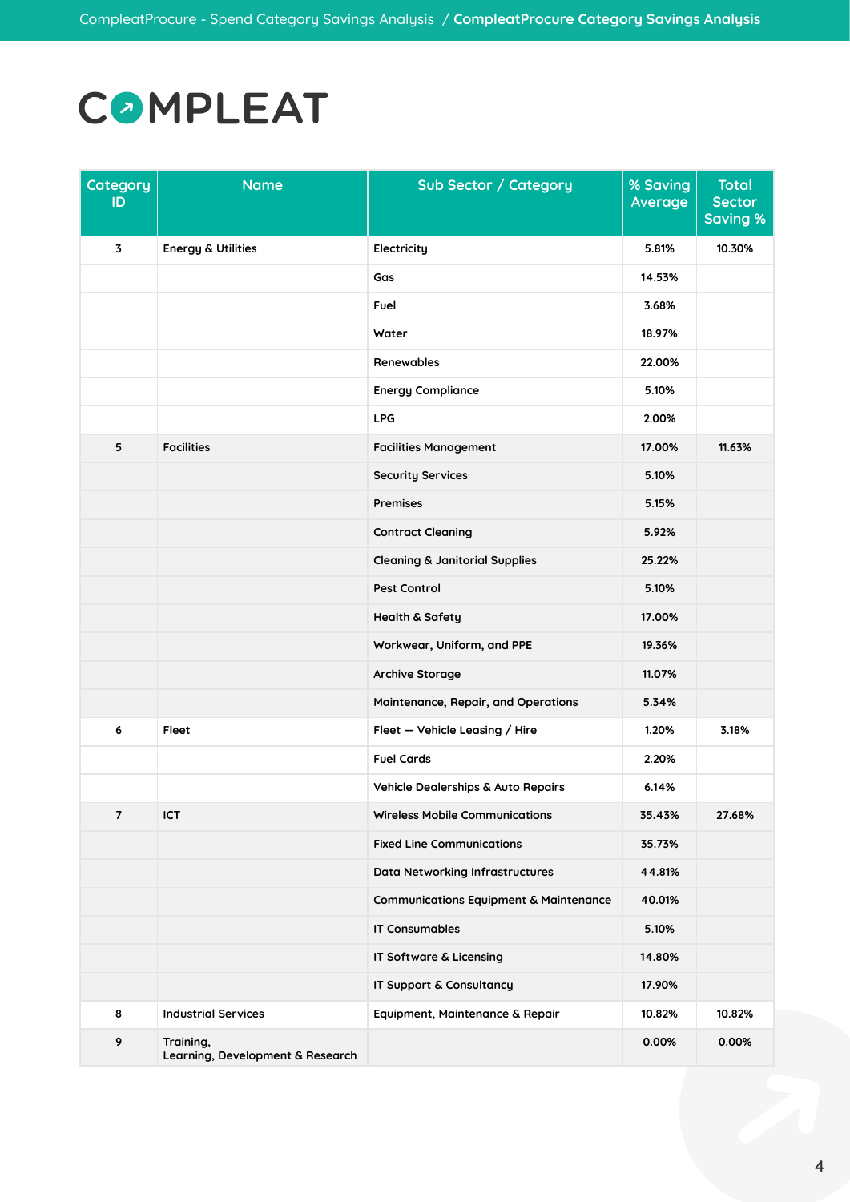COMPLEAT

| Category ID | Name | Sub Sector / Category | % Saving Average | Total Sector Saving % |
|---|---|---|---|---|
| 3 | Energy & Utilities | Electricity | 5.81% | 10.30% |
| | | Gas | 14.53% | |
| | | Fuel | 3.68% | |
| | | Water | 18.97% | |
| | | Renewables | 22.00% | |
| | | Energy Compliance | 5.10% | |
| | | LPG | 2.00% | |
| 5 | Facilities | Facilities Management | 17.00% | 11.63% |
| | | Security Services | 5.10% | |
| | | Premises | 5.15% | |
| | | Contract Cleaning | 5.92% | |
| | | Cleaning & Janitorial Supplies | 25.22% | |
| | | Pest Control | 5.10% | |
| | | Health & Safety | 17.00% | |
| | | Workwear, Uniform, and PPE | 19.36% | |
| | | Archive Storage | 11.07% | |
| | | Maintenance, Repair, and Operations | 5.34% | |
| 6 | Fleet | Fleet — Vehicle Leasing / Hire | 1.20% | 3.18% |
| | | Fuel Cards | 2.20% | |
| | | Vehicle Dealerships & Auto Repairs | 6.14% | |
| 7 | ICT | Wireless Mobile Communications | 35.43% | 27.68% |
| | | Fixed Line Communications | 35.73% | |
| | | Data Networking Infrastructures | 44.81% | |
| | | Communications Equipment & Maintenance | 40.01% | |
| | | IT Consumables | 5.10% | |
| | | IT Software & Licensing | 14.80% | |
| | | IT Support & Consultancy | 17.90% | |
| 8 | Industrial Services | Equipment, Maintenance & Repair | 10.82% | 10.82% |
| 9 | Training, Learning, Development & Research | | 0.00% | 0.00% |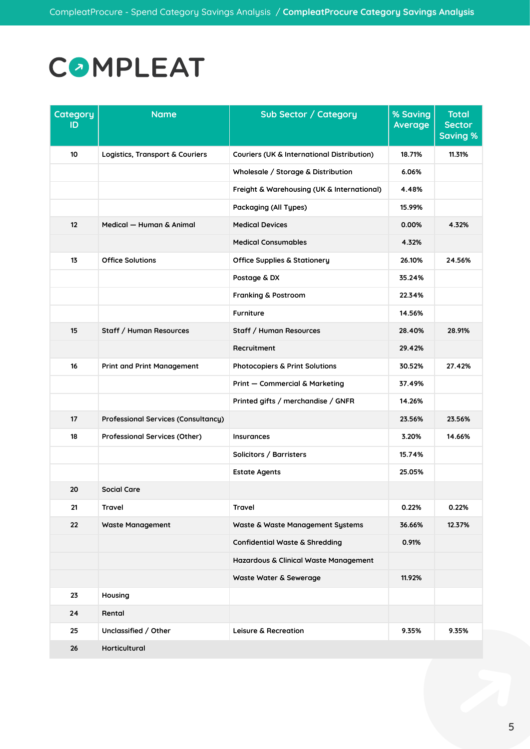COMPLEAT

| Category ID | Name | Sub Sector / Category | % Saving Average | Total Sector Saving % |
|---|---|---|---|---|
| 10 | Logistics, Transport & Couriers | Couriers (UK & International Distribution) | 18.71% | 11.31% |
| | | Wholesale / Storage & Distribution | 6.06% | |
| | | Freight & Warehousing (UK & International) | 4.48% | |
| | | Packaging (All Types) | 15.99% | |
| 12 | Medical — Human & Animal | Medical Devices | 0.00% | 4.32% |
| | | Medical Consumables | 4.32% | |
| 13 | Office Solutions | Office Supplies & Stationery | 26.10% | 24.56% |
| | | Postage & DX | 35.24% | |
| | | Franking & Postroom | 22.34% | |
| | | Furniture | 14.56% | |
| 15 | Staff / Human Resources | Staff / Human Resources | 28.40% | 28.91% |
| | | Recruitment | 29.42% | |
| 16 | Print and Print Management | Photocopiers & Print Solutions | 30.52% | 27.42% |
| | | Print — Commercial & Marketing | 37.49% | |
| | | Printed gifts / merchandise / GNFR | 14.26% | |
| 17 | Professional Services (Consultancy) | | 23.56% | 23.56% |
| 18 | Professional Services (Other) | Insurances | 3.20% | 14.66% |
| | | Solicitors / Barristers | 15.74% | |
| | | Estate Agents | 25.05% | |
| 20 | Social Care | | | |
| 21 | Travel | Travel | 0.22% | 0.22% |
| 22 | Waste Management | Waste & Waste Management Systems | 36.66% | 12.37% |
| | | Confidential Waste & Shredding | 0.91% | |
| | | Hazardous & Clinical Waste Management | | |
| | | Waste Water & Sewerage | 11.92% | |
| 23 | Housing | | | |
| 24 | Rental | | | |
| 25 | Unclassified / Other | Leisure & Recreation | 9.35% | 9.35% |
| 26 | Horticultural | | | |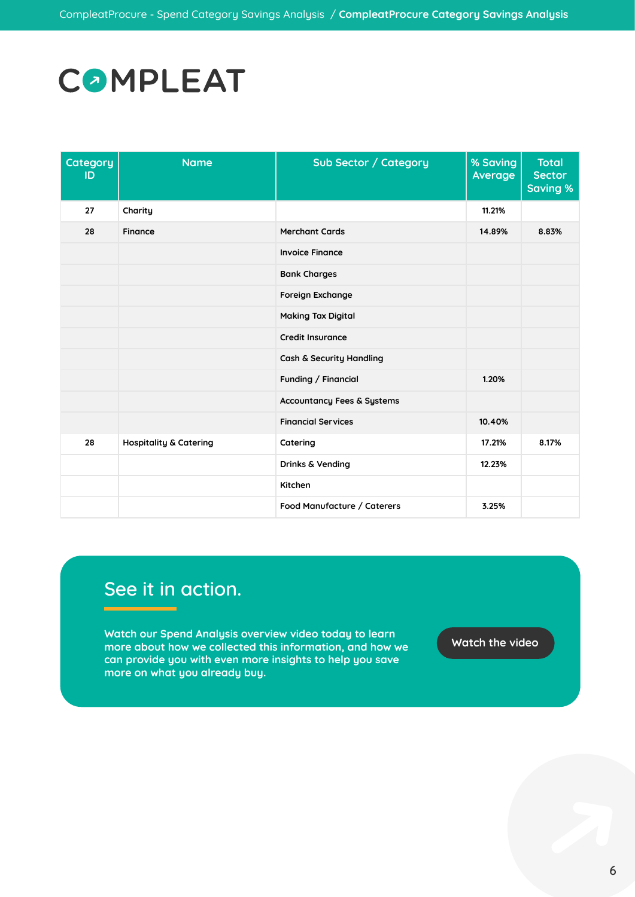COMPLEAT

| Category ID | Name | Sub Sector / Category | % Saving Average | Total Sector Saving % |
|---|---|---|---|---|
| 27 | Charity | | 11.21% | |
| 28 | Finance | Merchant Cards | 14.89% | 8.83% |
| | | Invoice Finance | | |
| | | Bank Charges | | |
| | | Foreign Exchange | | |
| | | Making Tax Digital | | |
| | | Credit Insurance | | |
| | | Cash & Security Handling | | |
| | | Funding / Financial | 1.20% | |
| | | Accountancy Fees & Systems | | |
| | | Financial Services | 10.40% | |
| 28 | Hospitality & Catering | Catering | 17.21% | 8.17% |
| | | Drinks & Vending | 12.23% | |
| | | Kitchen | | |
| | | Food Manufacture / Caterers | 3.25% | |

## See it in action.

Watch our Spend Analysis overview video today to learn more about how we collected this information, and how we can provide you with even more insights to help you save more on what you already buy.

Watch the video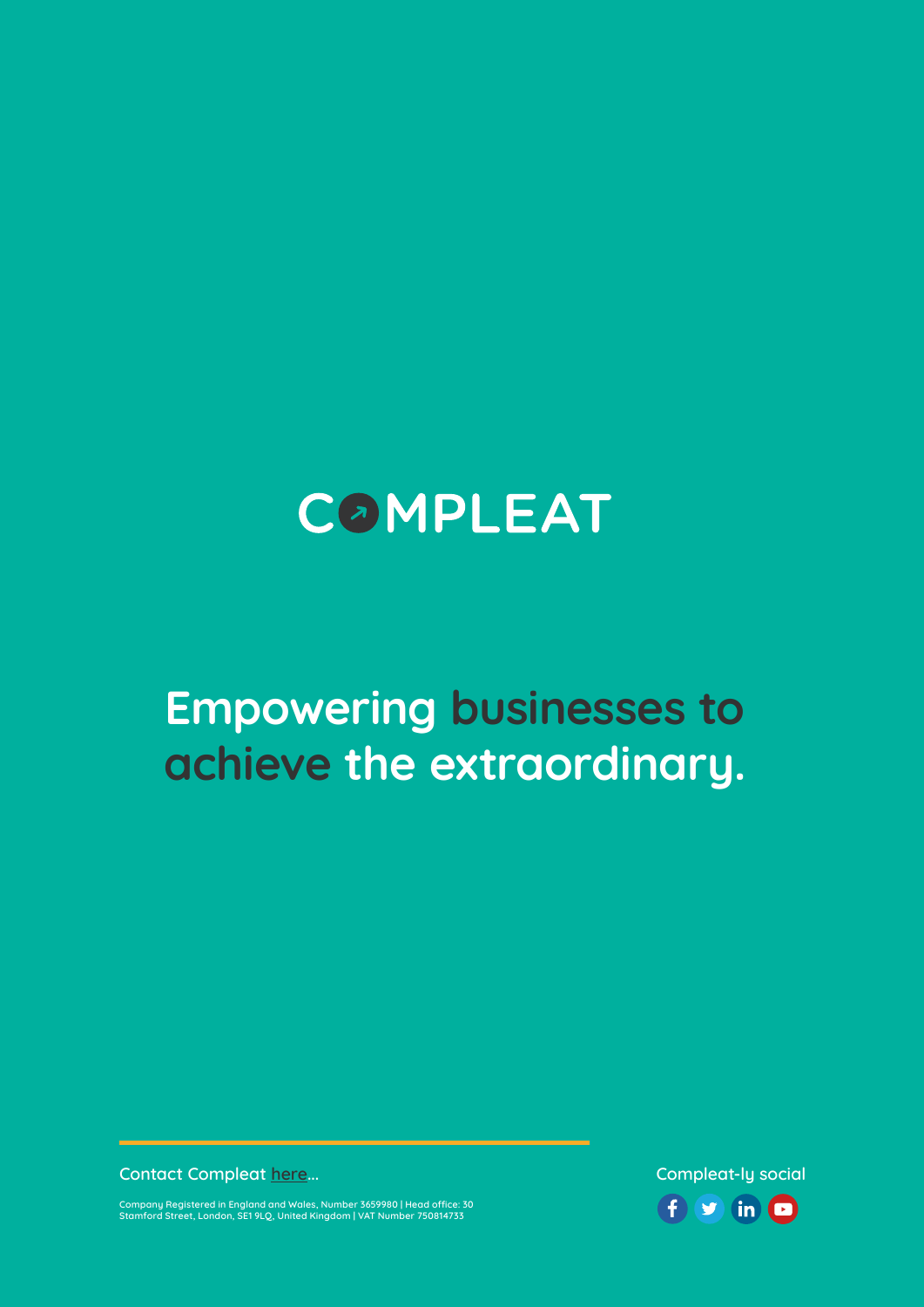COMPLEAT

# Empowering businesses to achieve the extraordinary.

Contact Compleat here...

Company Registered in England and Wales, Number 3659980 | Head office: 30 Stamford Street, London, SE1 9LQ, United Kingdom | VAT Number 750814733

Compleat-ly social